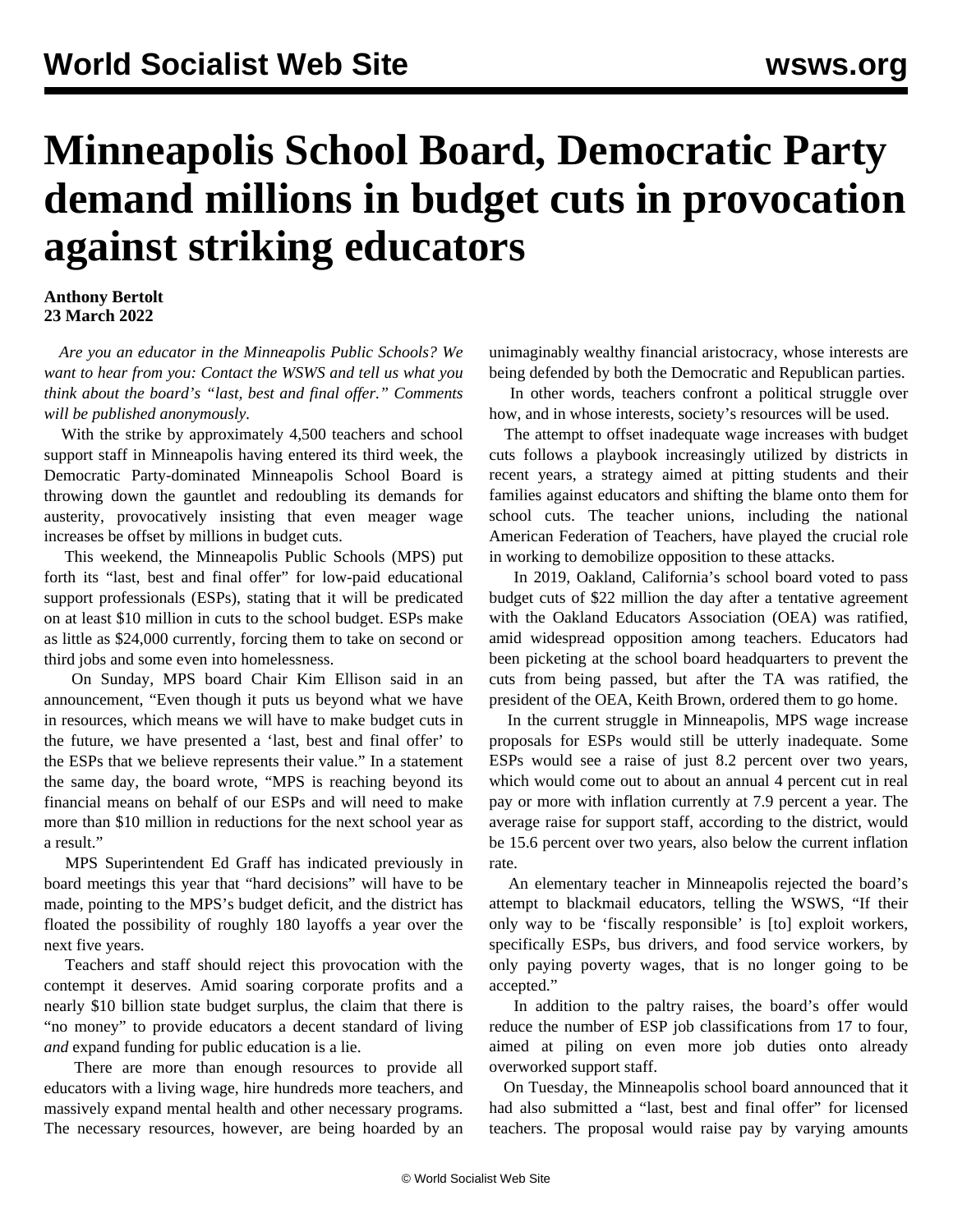# Minneapolis School Board, Democratic Party demand millions in budget cuts in provocation against striking educators

**Anthony Bertolt**
**23 March 2022**

*Are you an educator in the Minneapolis Public Schools? We want to hear from you: Contact the WSWS and tell us what you think about the board's "last, best and final offer." Comments will be published anonymously*.

With the strike by approximately 4,500 teachers and school support staff in Minneapolis having entered its third week, the Democratic Party-dominated Minneapolis School Board is throwing down the gauntlet and redoubling its demands for austerity, provocatively insisting that even meager wage increases be offset by millions in budget cuts.

This weekend, the Minneapolis Public Schools (MPS) put forth its "last, best and final offer" for low-paid educational support professionals (ESPs), stating that it will be predicated on at least $10 million in cuts to the school budget. ESPs make as little as $24,000 currently, forcing them to take on second or third jobs and some even into homelessness.

On Sunday, MPS board Chair Kim Ellison said in an announcement, "Even though it puts us beyond what we have in resources, which means we will have to make budget cuts in the future, we have presented a 'last, best and final offer' to the ESPs that we believe represents their value." In a statement the same day, the board wrote, "MPS is reaching beyond its financial means on behalf of our ESPs and will need to make more than $10 million in reductions for the next school year as a result."

MPS Superintendent Ed Graff has indicated previously in board meetings this year that "hard decisions" will have to be made, pointing to the MPS's budget deficit, and the district has floated the possibility of roughly 180 layoffs a year over the next five years.

Teachers and staff should reject this provocation with the contempt it deserves. Amid soaring corporate profits and a nearly $10 billion state budget surplus, the claim that there is "no money" to provide educators a decent standard of living *and* expand funding for public education is a lie.

There are more than enough resources to provide all educators with a living wage, hire hundreds more teachers, and massively expand mental health and other necessary programs. The necessary resources, however, are being hoarded by an unimaginably wealthy financial aristocracy, whose interests are being defended by both the Democratic and Republican parties.

In other words, teachers confront a political struggle over how, and in whose interests, society's resources will be used.

The attempt to offset inadequate wage increases with budget cuts follows a playbook increasingly utilized by districts in recent years, a strategy aimed at pitting students and their families against educators and shifting the blame onto them for school cuts. The teacher unions, including the national American Federation of Teachers, have played the crucial role in working to demobilize opposition to these attacks.

In 2019, Oakland, California's school board voted to pass budget cuts of $22 million the day after a tentative agreement with the Oakland Educators Association (OEA) was ratified, amid widespread opposition among teachers. Educators had been picketing at the school board headquarters to prevent the cuts from being passed, but after the TA was ratified, the president of the OEA, Keith Brown, ordered them to go home.

In the current struggle in Minneapolis, MPS wage increase proposals for ESPs would still be utterly inadequate. Some ESPs would see a raise of just 8.2 percent over two years, which would come out to about an annual 4 percent cut in real pay or more with inflation currently at 7.9 percent a year. The average raise for support staff, according to the district, would be 15.6 percent over two years, also below the current inflation rate.

An elementary teacher in Minneapolis rejected the board's attempt to blackmail educators, telling the WSWS, "If their only way to be 'fiscally responsible' is [to] exploit workers, specifically ESPs, bus drivers, and food service workers, by only paying poverty wages, that is no longer going to be accepted."

In addition to the paltry raises, the board's offer would reduce the number of ESP job classifications from 17 to four, aimed at piling on even more job duties onto already overworked support staff.

On Tuesday, the Minneapolis school board announced that it had also submitted a "last, best and final offer" for licensed teachers. The proposal would raise pay by varying amounts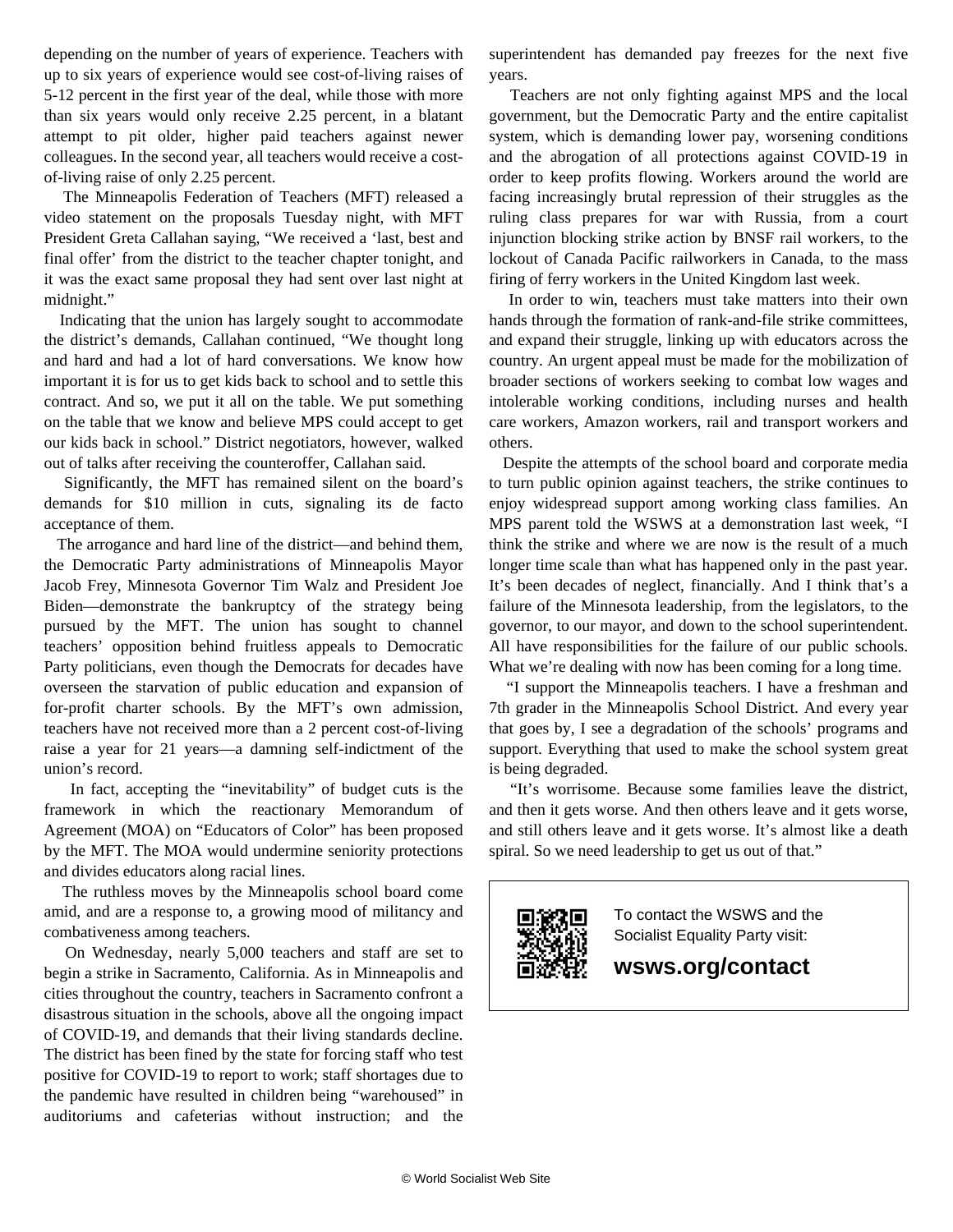depending on the number of years of experience. Teachers with up to six years of experience would see cost-of-living raises of 5-12 percent in the first year of the deal, while those with more than six years would only receive 2.25 percent, in a blatant attempt to pit older, higher paid teachers against newer colleagues. In the second year, all teachers would receive a cost-of-living raise of only 2.25 percent.

The Minneapolis Federation of Teachers (MFT) released a video statement on the proposals Tuesday night, with MFT President Greta Callahan saying, "We received a 'last, best and final offer' from the district to the teacher chapter tonight, and it was the exact same proposal they had sent over last night at midnight."

Indicating that the union has largely sought to accommodate the district's demands, Callahan continued, "We thought long and hard and had a lot of hard conversations. We know how important it is for us to get kids back to school and to settle this contract. And so, we put it all on the table. We put something on the table that we know and believe MPS could accept to get our kids back in school." District negotiators, however, walked out of talks after receiving the counteroffer, Callahan said.

Significantly, the MFT has remained silent on the board's demands for $10 million in cuts, signaling its de facto acceptance of them.

The arrogance and hard line of the district—and behind them, the Democratic Party administrations of Minneapolis Mayor Jacob Frey, Minnesota Governor Tim Walz and President Joe Biden—demonstrate the bankruptcy of the strategy being pursued by the MFT. The union has sought to channel teachers' opposition behind fruitless appeals to Democratic Party politicians, even though the Democrats for decades have overseen the starvation of public education and expansion of for-profit charter schools. By the MFT's own admission, teachers have not received more than a 2 percent cost-of-living raise a year for 21 years—a damning self-indictment of the union's record.

In fact, accepting the "inevitability" of budget cuts is the framework in which the reactionary Memorandum of Agreement (MOA) on "Educators of Color" has been proposed by the MFT. The MOA would undermine seniority protections and divides educators along racial lines.

The ruthless moves by the Minneapolis school board come amid, and are a response to, a growing mood of militancy and combativeness among teachers.

On Wednesday, nearly 5,000 teachers and staff are set to begin a strike in Sacramento, California. As in Minneapolis and cities throughout the country, teachers in Sacramento confront a disastrous situation in the schools, above all the ongoing impact of COVID-19, and demands that their living standards decline. The district has been fined by the state for forcing staff who test positive for COVID-19 to report to work; staff shortages due to the pandemic have resulted in children being "warehoused" in auditoriums and cafeterias without instruction; and the superintendent has demanded pay freezes for the next five years.

Teachers are not only fighting against MPS and the local government, but the Democratic Party and the entire capitalist system, which is demanding lower pay, worsening conditions and the abrogation of all protections against COVID-19 in order to keep profits flowing. Workers around the world are facing increasingly brutal repression of their struggles as the ruling class prepares for war with Russia, from a court injunction blocking strike action by BNSF rail workers, to the lockout of Canada Pacific railworkers in Canada, to the mass firing of ferry workers in the United Kingdom last week.

In order to win, teachers must take matters into their own hands through the formation of rank-and-file strike committees, and expand their struggle, linking up with educators across the country. An urgent appeal must be made for the mobilization of broader sections of workers seeking to combat low wages and intolerable working conditions, including nurses and health care workers, Amazon workers, rail and transport workers and others.

Despite the attempts of the school board and corporate media to turn public opinion against teachers, the strike continues to enjoy widespread support among working class families. An MPS parent told the WSWS at a demonstration last week, "I think the strike and where we are now is the result of a much longer time scale than what has happened only in the past year. It's been decades of neglect, financially. And I think that's a failure of the Minnesota leadership, from the legislators, to the governor, to our mayor, and down to the school superintendent. All have responsibilities for the failure of our public schools. What we're dealing with now has been coming for a long time.

"I support the Minneapolis teachers. I have a freshman and 7th grader in the Minneapolis School District. And every year that goes by, I see a degradation of the schools' programs and support. Everything that used to make the school system great is being degraded.

"It's worrisome. Because some families leave the district, and then it gets worse. And then others leave and it gets worse, and still others leave and it gets worse. It's almost like a death spiral. So we need leadership to get us out of that."

To contact the WSWS and the Socialist Equality Party visit:

**wsws.org/contact**